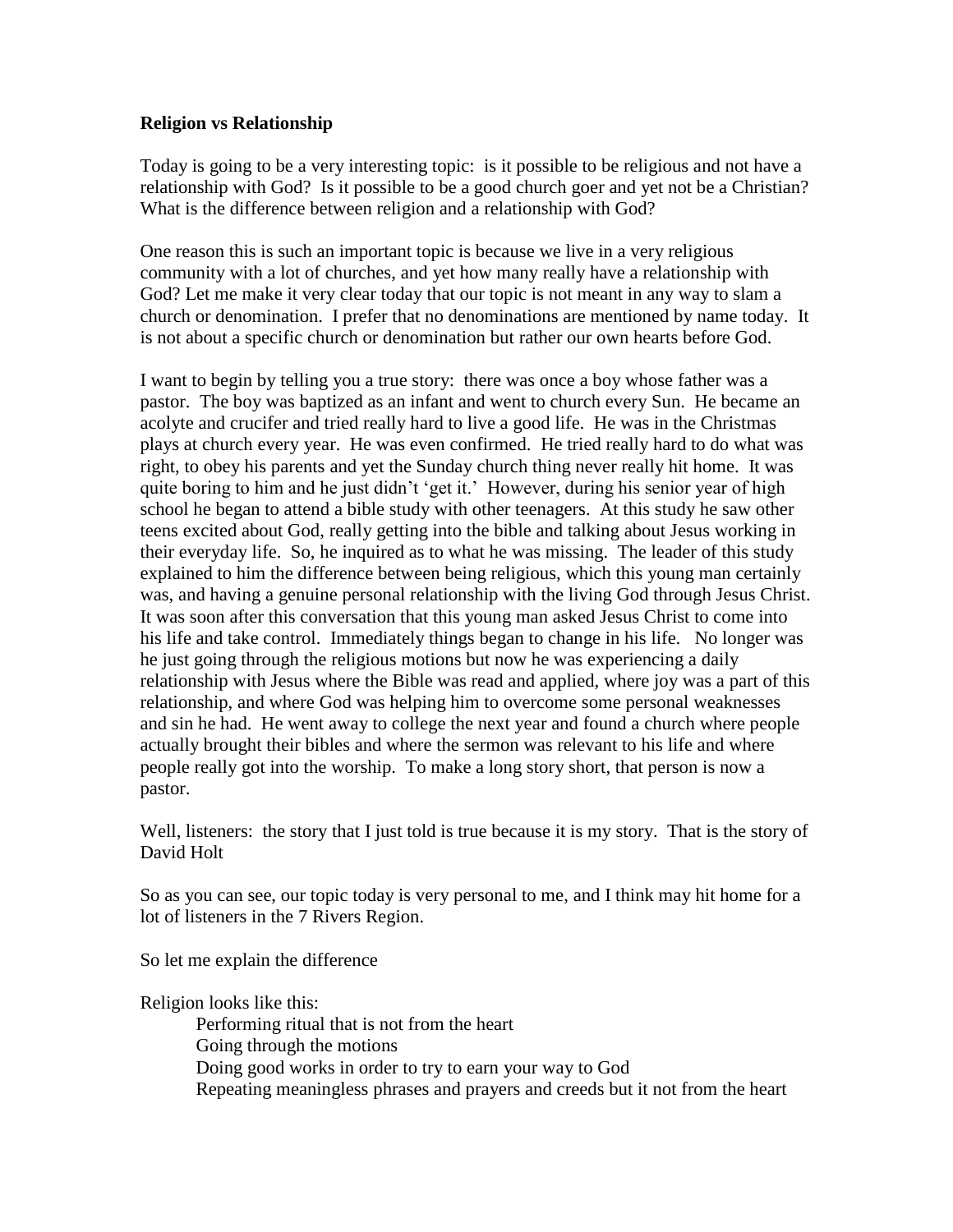**Religion vs Relationship**

Today is going to be a very interesting topic: is it possible to be religious and not have a relationship with God? Is it possible to be a good church goer and yet not be a Christian? What is the difference between religion and a relationship with God?

One reason this is such an important topic is because we live in a very religious community with a lot of churches, and yet how many really have a relationship with God? Let me make it very clear today that our topic is not meant in any way to slam a church or denomination. I prefer that no denominations are mentioned by name today. It is not about a specific church or denomination but rather our own hearts before God.

I want to begin by telling you a true story: there was once a boy whose father was a pastor. The boy was baptized as an infant and went to church every Sun. He became an acolyte and crucifer and tried really hard to live a good life. He was in the Christmas plays at church every year. He was even confirmed. He tried really hard to do what was right, to obey his parents and yet the Sunday church thing never really hit home. It was quite boring to him and he just didn't 'get it.' However, during his senior year of high school he began to attend a bible study with other teenagers. At this study he saw other teens excited about God, really getting into the bible and talking about Jesus working in their everyday life. So, he inquired as to what he was missing. The leader of this study explained to him the difference between being religious, which this young man certainly was, and having a genuine personal relationship with the living God through Jesus Christ. It was soon after this conversation that this young man asked Jesus Christ to come into his life and take control. Immediately things began to change in his life. No longer was he just going through the religious motions but now he was experiencing a daily relationship with Jesus where the Bible was read and applied, where joy was a part of this relationship, and where God was helping him to overcome some personal weaknesses and sin he had. He went away to college the next year and found a church where people actually brought their bibles and where the sermon was relevant to his life and where people really got into the worship. To make a long story short, that person is now a pastor.

Well, listeners: the story that I just told is true because it is my story. That is the story of David Holt

So as you can see, our topic today is very personal to me, and I think may hit home for a lot of listeners in the 7 Rivers Region.

So let me explain the difference

Religion looks like this:

- Performing ritual that is not from the heart
- Going through the motions
- Doing good works in order to try to earn your way to God
- Repeating meaningless phrases and prayers and creeds but it not from the heart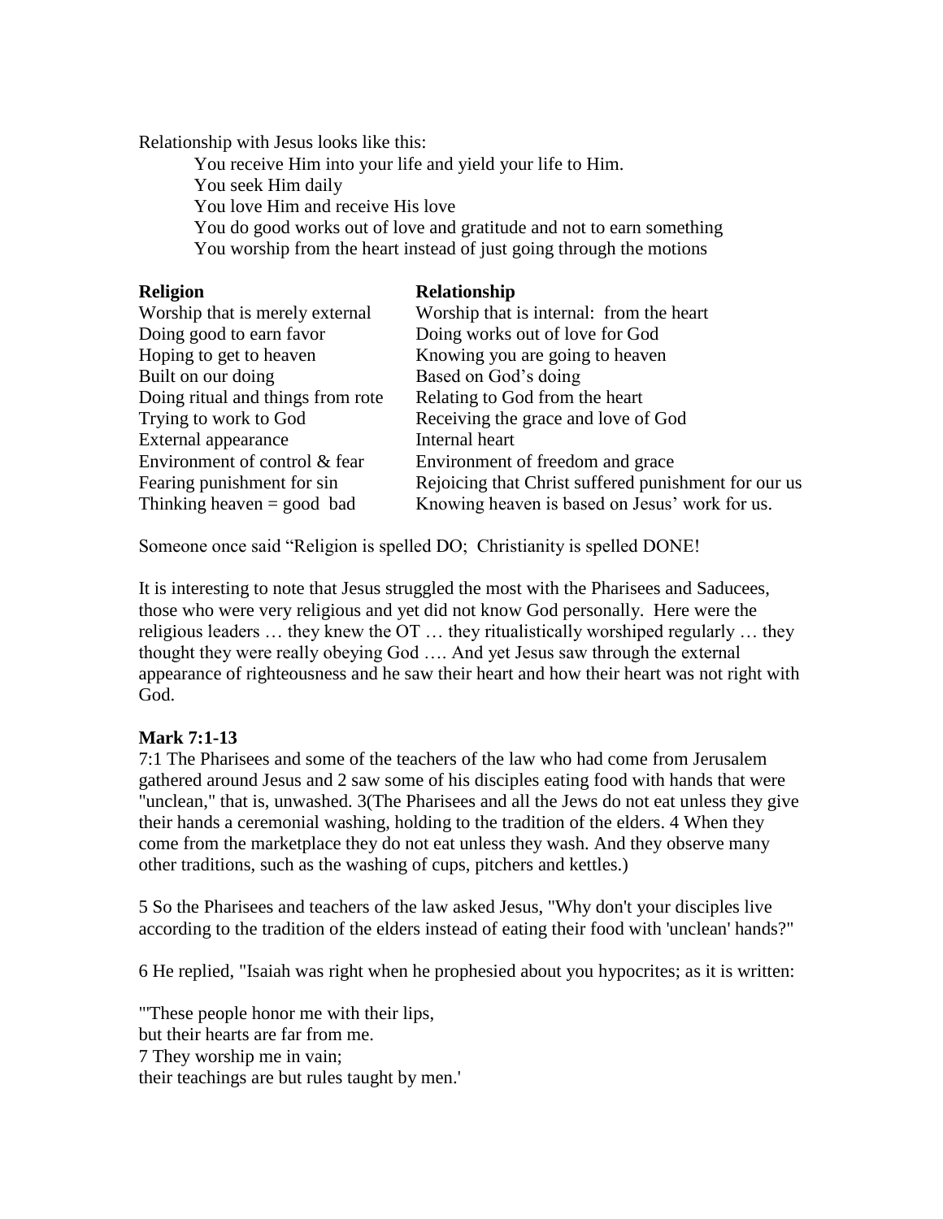Relationship with Jesus looks like this:

- You receive Him into your life and yield your life to Him.
- You seek Him daily
- You love Him and receive His love
- You do good works out of love and gratitude and not to earn something
- You worship from the heart instead of just going through the motions

| **Religion** | **Relationship** |
|---|---|
| Worship that is merely external | Worship that is internal: from the heart |
| Doing good to earn favor | Doing works out of love for God |
| Hoping to get to heaven | Knowing you are going to heaven |
| Built on our doing | Based on God's doing |
| Doing ritual and things from rote | Relating to God from the heart |
| Trying to work to God | Receiving the grace and love of God |
| External appearance | Internal heart |
| Environment of control & fear | Environment of freedom and grace |
| Fearing punishment for sin | Rejoicing that Christ suffered punishment for our us |
| Thinking heaven = good bad | Knowing heaven is based on Jesus' work for us. |

Someone once said "Religion is spelled DO; Christianity is spelled DONE!

It is interesting to note that Jesus struggled the most with the Pharisees and Saducees, those who were very religious and yet did not know God personally. Here were the religious leaders … they knew the OT … they ritualistically worshiped regularly … they thought they were really obeying God …. And yet Jesus saw through the external appearance of righteousness and he saw their heart and how their heart was not right with God.

**Mark 7:1-13**

7:1 The Pharisees and some of the teachers of the law who had come from Jerusalem gathered around Jesus and 2 saw some of his disciples eating food with hands that were "unclean," that is, unwashed. 3(The Pharisees and all the Jews do not eat unless they give their hands a ceremonial washing, holding to the tradition of the elders. 4 When they come from the marketplace they do not eat unless they wash. And they observe many other traditions, such as the washing of cups, pitchers and kettles.)

5 So the Pharisees and teachers of the law asked Jesus, "Why don't your disciples live according to the tradition of the elders instead of eating their food with 'unclean' hands?"

6 He replied, "Isaiah was right when he prophesied about you hypocrites; as it is written:

"'These people honor me with their lips,
but their hearts are far from me.
7 They worship me in vain;
their teachings are but rules taught by men.'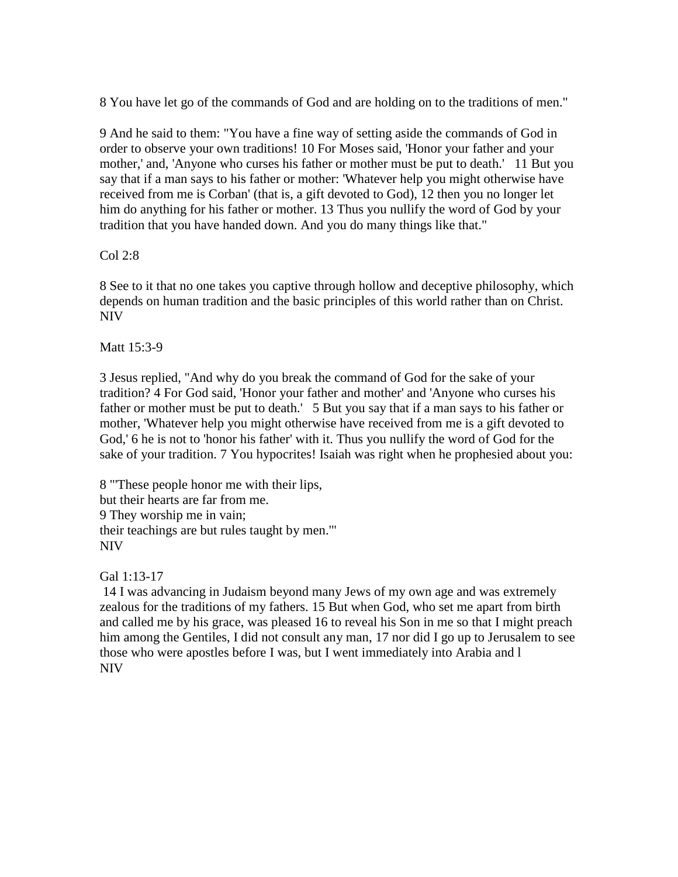8 You have let go of the commands of God and are holding on to the traditions of men."

9 And he said to them: "You have a fine way of setting aside the commands of God in order to observe your own traditions! 10 For Moses said, 'Honor your father and your mother,' and, 'Anyone who curses his father or mother must be put to death.' 11 But you say that if a man says to his father or mother: 'Whatever help you might otherwise have received from me is Corban' (that is, a gift devoted to God), 12 then you no longer let him do anything for his father or mother. 13 Thus you nullify the word of God by your tradition that you have handed down. And you do many things like that."

Col 2:8

8 See to it that no one takes you captive through hollow and deceptive philosophy, which depends on human tradition and the basic principles of this world rather than on Christ.
NIV

Matt 15:3-9

3 Jesus replied, "And why do you break the command of God for the sake of your tradition? 4 For God said, 'Honor your father and mother' and 'Anyone who curses his father or mother must be put to death.' 5 But you say that if a man says to his father or mother, 'Whatever help you might otherwise have received from me is a gift devoted to God,' 6 he is not to 'honor his father' with it. Thus you nullify the word of God for the sake of your tradition. 7 You hypocrites! Isaiah was right when he prophesied about you:

8 "'These people honor me with their lips,  
but their hearts are far from me.  
9 They worship me in vain;  
their teachings are but rules taught by men.'"  
NIV

Gal 1:13-17  
14 I was advancing in Judaism beyond many Jews of my own age and was extremely zealous for the traditions of my fathers. 15 But when God, who set me apart from birth and called me by his grace, was pleased 16 to reveal his Son in me so that I might preach him among the Gentiles, I did not consult any man, 17 nor did I go up to Jerusalem to see those who were apostles before I was, but I went immediately into Arabia and l  
NIV